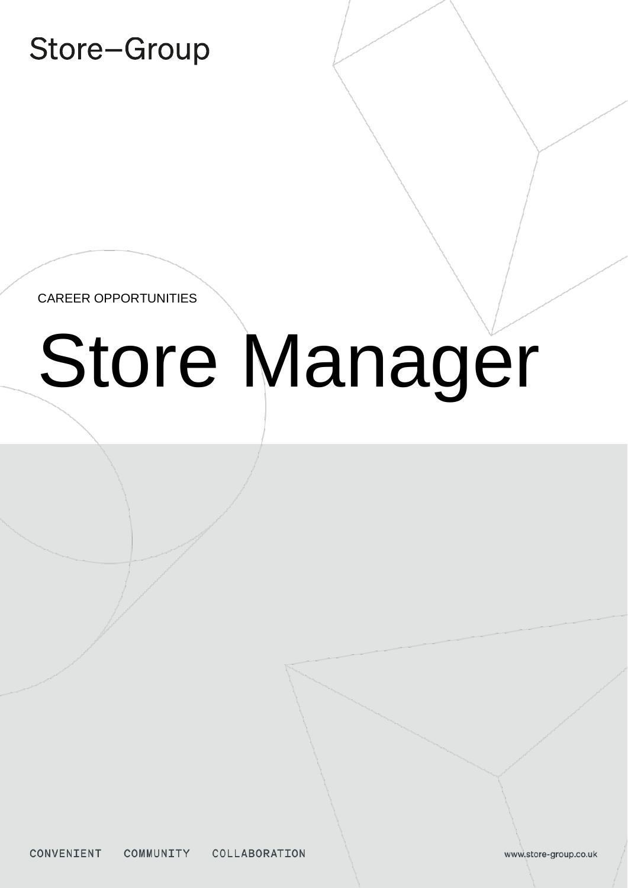Store–Group

CAREER OPPORTUNITIES

# Store Manager

CONVENIENT COMMUNITY COLLABORATION

www.store-group.co.uk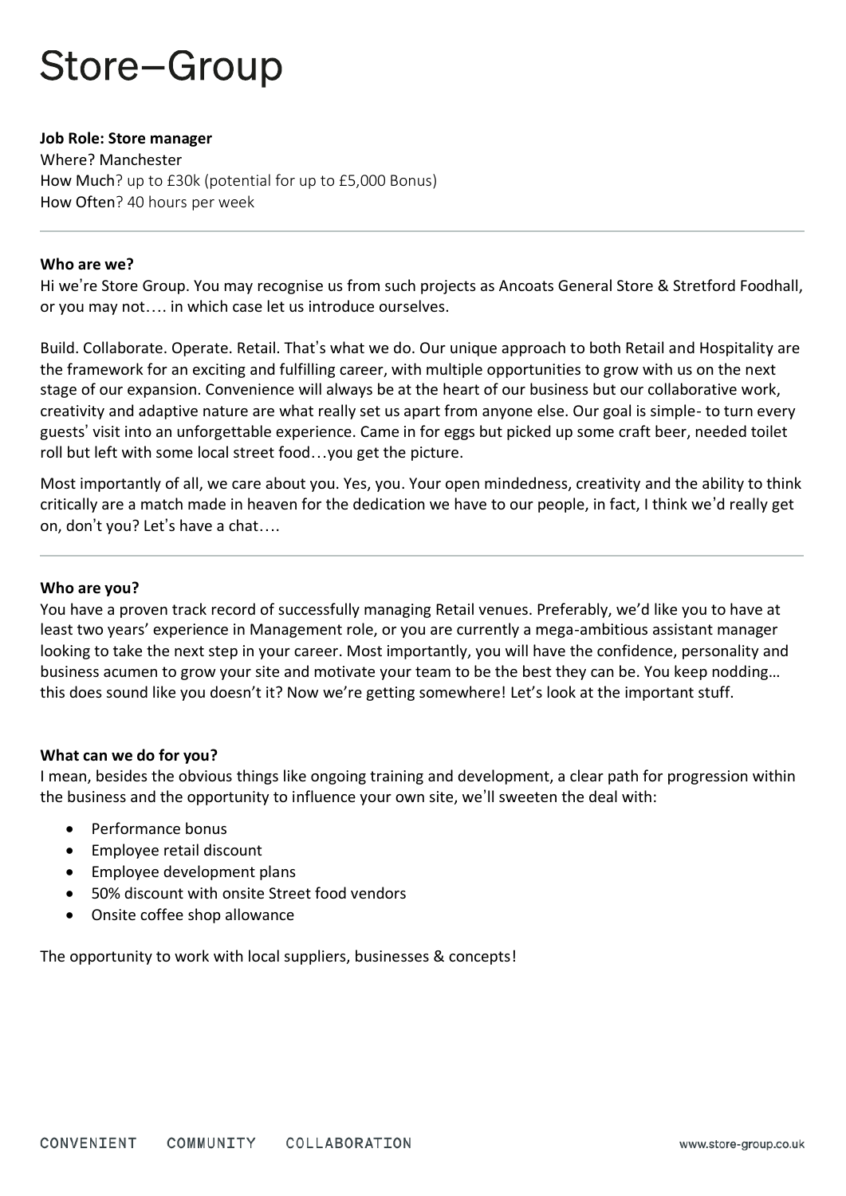# Store–Group

**Job Role: Store manager**
Where? Manchester
How Much? up to £30k (potential for up to £5,000 Bonus)
How Often? 40 hours per week

---

**Who are we?**

Hi we're Store Group. You may recognise us from such projects as Ancoats General Store & Stretford Foodhall, or you may not…. in which case let us introduce ourselves.

Build. Collaborate. Operate. Retail. That's what we do. Our unique approach to both Retail and Hospitality are the framework for an exciting and fulfilling career, with multiple opportunities to grow with us on the next stage of our expansion. Convenience will always be at the heart of our business but our collaborative work, creativity and adaptive nature are what really set us apart from anyone else. Our goal is simple- to turn every guests' visit into an unforgettable experience. Came in for eggs but picked up some craft beer, needed toilet roll but left with some local street food…you get the picture.

Most importantly of all, we care about you. Yes, you. Your open mindedness, creativity and the ability to think critically are a match made in heaven for the dedication we have to our people, in fact, I think we'd really get on, don't you? Let's have a chat….

---

**Who are you?**

You have a proven track record of successfully managing Retail venues. Preferably, we'd like you to have at least two years' experience in Management role, or you are currently a mega-ambitious assistant manager looking to take the next step in your career. Most importantly, you will have the confidence, personality and business acumen to grow your site and motivate your team to be the best they can be. You keep nodding… this does sound like you doesn't it? Now we're getting somewhere! Let's look at the important stuff.

**What can we do for you?**

I mean, besides the obvious things like ongoing training and development, a clear path for progression within the business and the opportunity to influence your own site, we'll sweeten the deal with:

- Performance bonus
- Employee retail discount
- Employee development plans
- 50% discount with onsite Street food vendors
- Onsite coffee shop allowance

The opportunity to work with local suppliers, businesses & concepts!

CONVENIENT COMMUNITY COLLABORATION

www.store-group.co.uk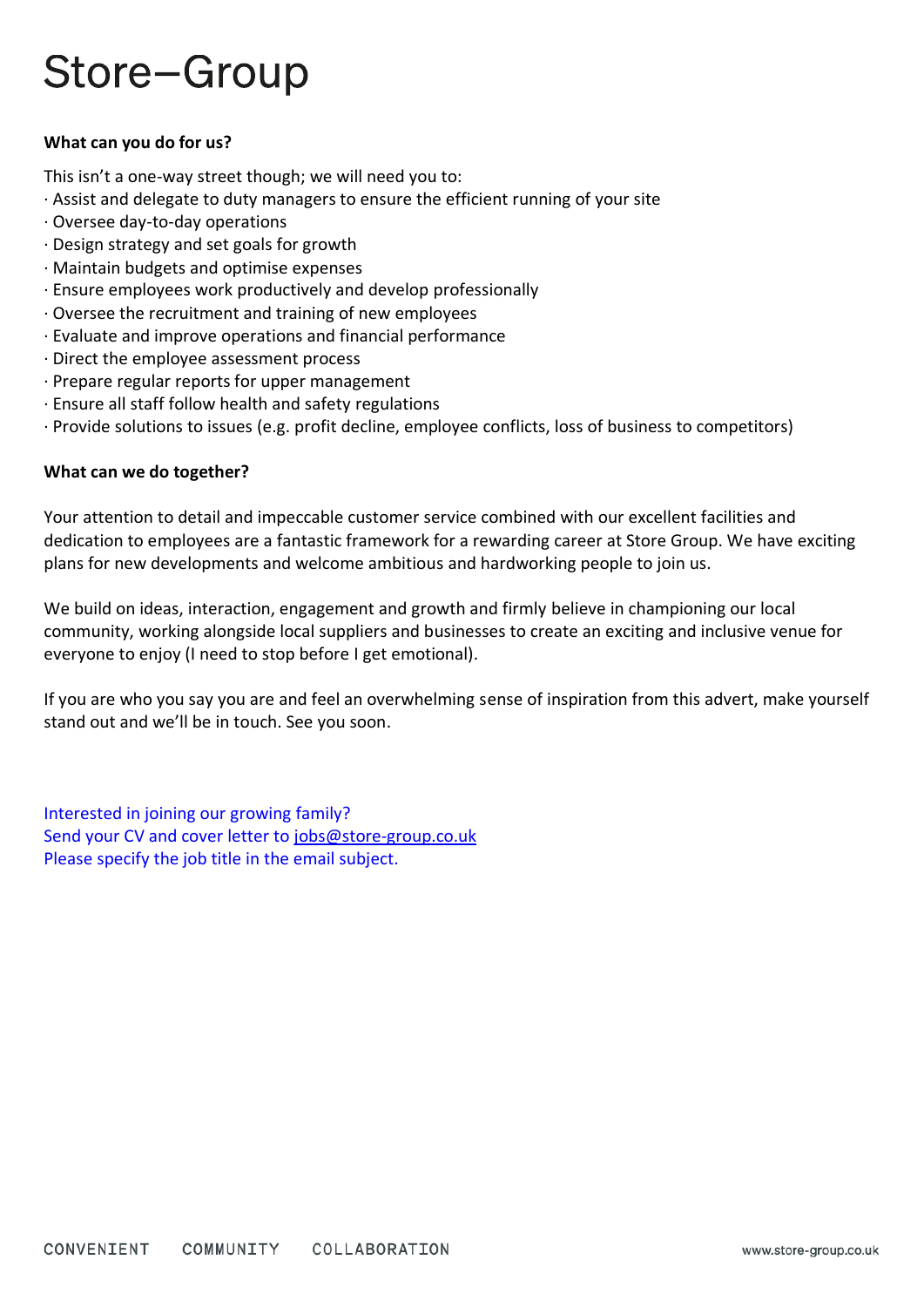# Store–Group

**What can you do for us?**

This isn't a one-way street though; we will need you to:

· Assist and delegate to duty managers to ensure the efficient running of your site
· Oversee day-to-day operations
· Design strategy and set goals for growth
· Maintain budgets and optimise expenses
· Ensure employees work productively and develop professionally
· Oversee the recruitment and training of new employees
· Evaluate and improve operations and financial performance
· Direct the employee assessment process
· Prepare regular reports for upper management
· Ensure all staff follow health and safety regulations
· Provide solutions to issues (e.g. profit decline, employee conflicts, loss of business to competitors)

**What can we do together?**

Your attention to detail and impeccable customer service combined with our excellent facilities and dedication to employees are a fantastic framework for a rewarding career at Store Group. We have exciting plans for new developments and welcome ambitious and hardworking people to join us.

We build on ideas, interaction, engagement and growth and firmly believe in championing our local community, working alongside local suppliers and businesses to create an exciting and inclusive venue for everyone to enjoy (I need to stop before I get emotional).

If you are who you say you are and feel an overwhelming sense of inspiration from this advert, make yourself stand out and we'll be in touch. See you soon.

Interested in joining our growing family?
Send your CV and cover letter to jobs@store-group.co.uk
Please specify the job title in the email subject.

CONVENIENT COMMUNITY COLLABORATION www.store-group.co.uk